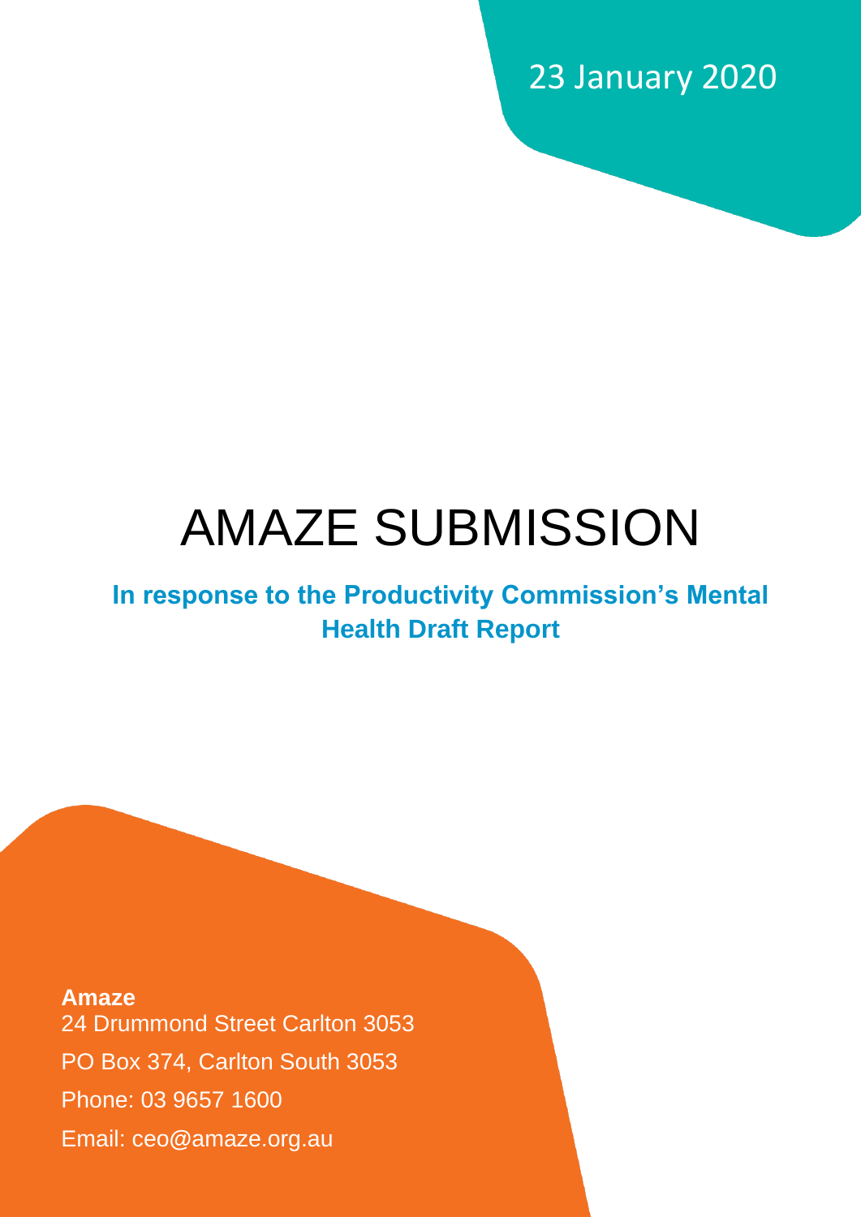23 January 2020

# AMAZE SUBMISSION

**In response to the Productivity Commission's Mental Health Draft Report**

**Amaze**
24 Drummond Street Carlton 3053
PO Box 374, Carlton South 3053
Phone: 03 9657 1600
Email: ceo@amaze.org.au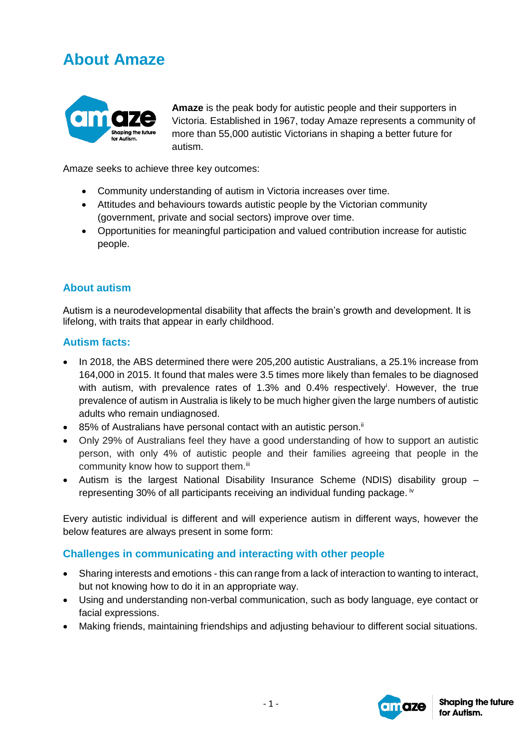# About Amaze

**Amaze** is the peak body for autistic people and their supporters in Victoria. Established in 1967, today Amaze represents a community of more than 55,000 autistic Victorians in shaping a better future for autism.

Amaze seeks to achieve three key outcomes:

- Community understanding of autism in Victoria increases over time.
- Attitudes and behaviours towards autistic people by the Victorian community (government, private and social sectors) improve over time.
- Opportunities for meaningful participation and valued contribution increase for autistic people.

## About autism

Autism is a neurodevelopmental disability that affects the brain's growth and development. It is lifelong, with traits that appear in early childhood.

### Autism facts:

- In 2018, the ABS determined there were 205,200 autistic Australians, a 25.1% increase from 164,000 in 2015. It found that males were 3.5 times more likely than females to be diagnosed with autism, with prevalence rates of 1.3% and 0.4% respectively[i]. However, the true prevalence of autism in Australia is likely to be much higher given the large numbers of autistic adults who remain undiagnosed.
- 85% of Australians have personal contact with an autistic person.[ii]
- Only 29% of Australians feel they have a good understanding of how to support an autistic person, with only 4% of autistic people and their families agreeing that people in the community know how to support them.[iii]
- Autism is the largest National Disability Insurance Scheme (NDIS) disability group – representing 30% of all participants receiving an individual funding package. [iv]

Every autistic individual is different and will experience autism in different ways, however the below features are always present in some form:

### Challenges in communicating and interacting with other people

- Sharing interests and emotions - this can range from a lack of interaction to wanting to interact, but not knowing how to do it in an appropriate way.
- Using and understanding non-verbal communication, such as body language, eye contact or facial expressions.
- Making friends, maintaining friendships and adjusting behaviour to different social situations.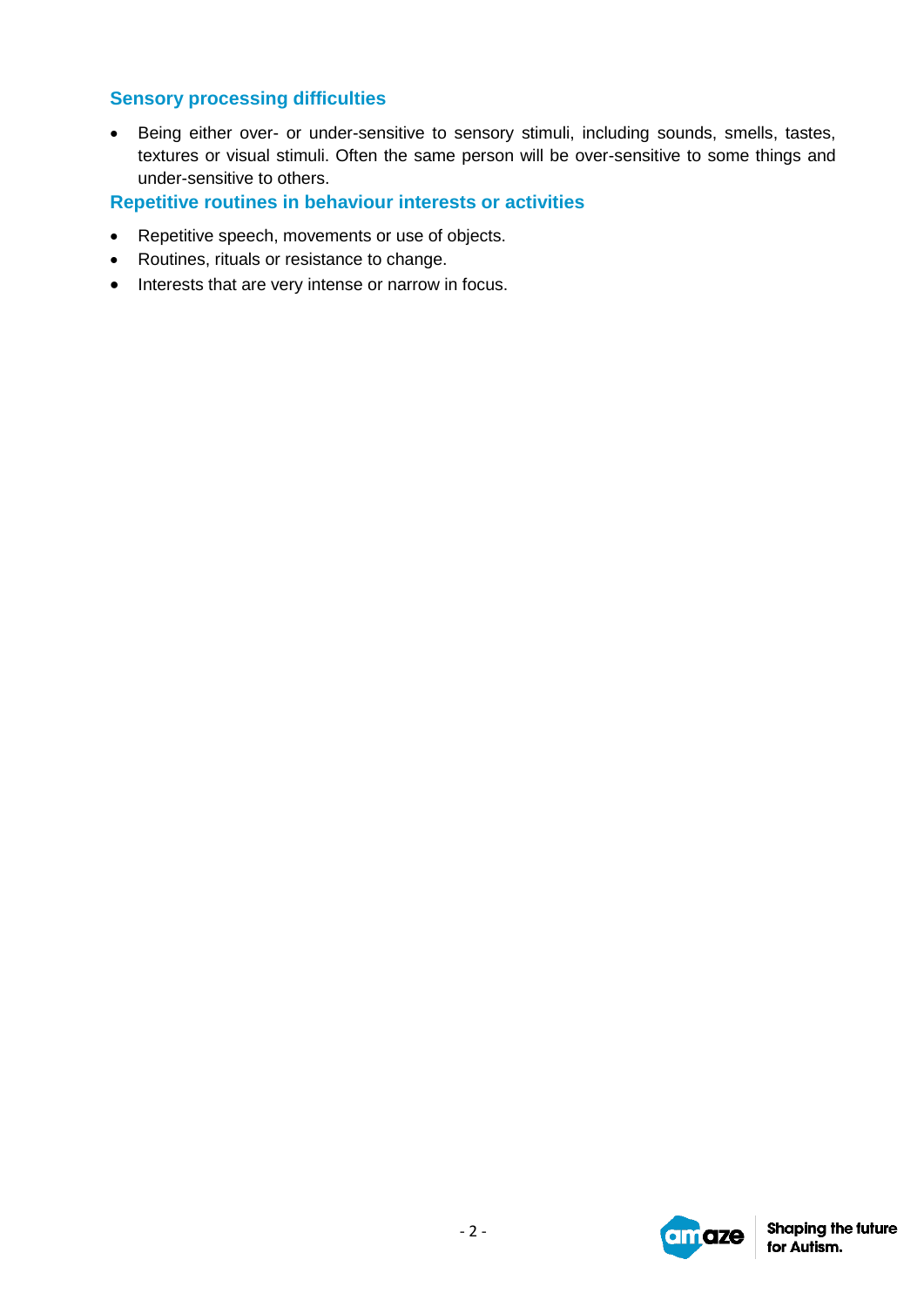### Sensory processing difficulties

- Being either over- or under-sensitive to sensory stimuli, including sounds, smells, tastes, textures or visual stimuli. Often the same person will be over-sensitive to some things and under-sensitive to others.

### Repetitive routines in behaviour interests or activities

- Repetitive speech, movements or use of objects.
- Routines, rituals or resistance to change.
- Interests that are very intense or narrow in focus.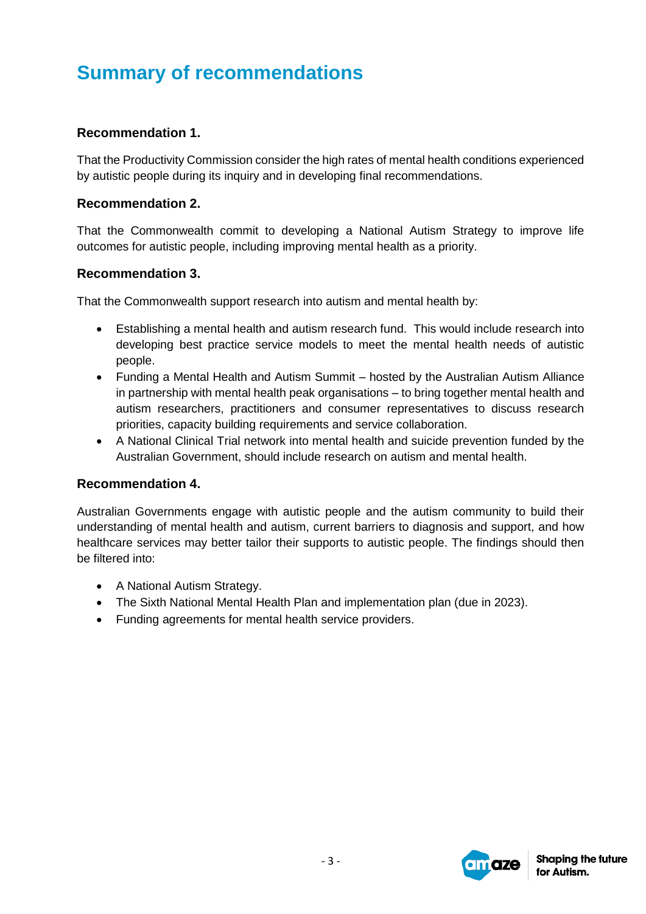# Summary of recommendations

### Recommendation 1.

That the Productivity Commission consider the high rates of mental health conditions experienced by autistic people during its inquiry and in developing final recommendations.

### Recommendation 2.

That the Commonwealth commit to developing a National Autism Strategy to improve life outcomes for autistic people, including improving mental health as a priority.

### Recommendation 3.

That the Commonwealth support research into autism and mental health by:

- Establishing a mental health and autism research fund. This would include research into developing best practice service models to meet the mental health needs of autistic people.
- Funding a Mental Health and Autism Summit – hosted by the Australian Autism Alliance in partnership with mental health peak organisations – to bring together mental health and autism researchers, practitioners and consumer representatives to discuss research priorities, capacity building requirements and service collaboration.
- A National Clinical Trial network into mental health and suicide prevention funded by the Australian Government, should include research on autism and mental health.

### Recommendation 4.

Australian Governments engage with autistic people and the autism community to build their understanding of mental health and autism, current barriers to diagnosis and support, and how healthcare services may better tailor their supports to autistic people. The findings should then be filtered into:

- A National Autism Strategy.
- The Sixth National Mental Health Plan and implementation plan (due in 2023).
- Funding agreements for mental health service providers.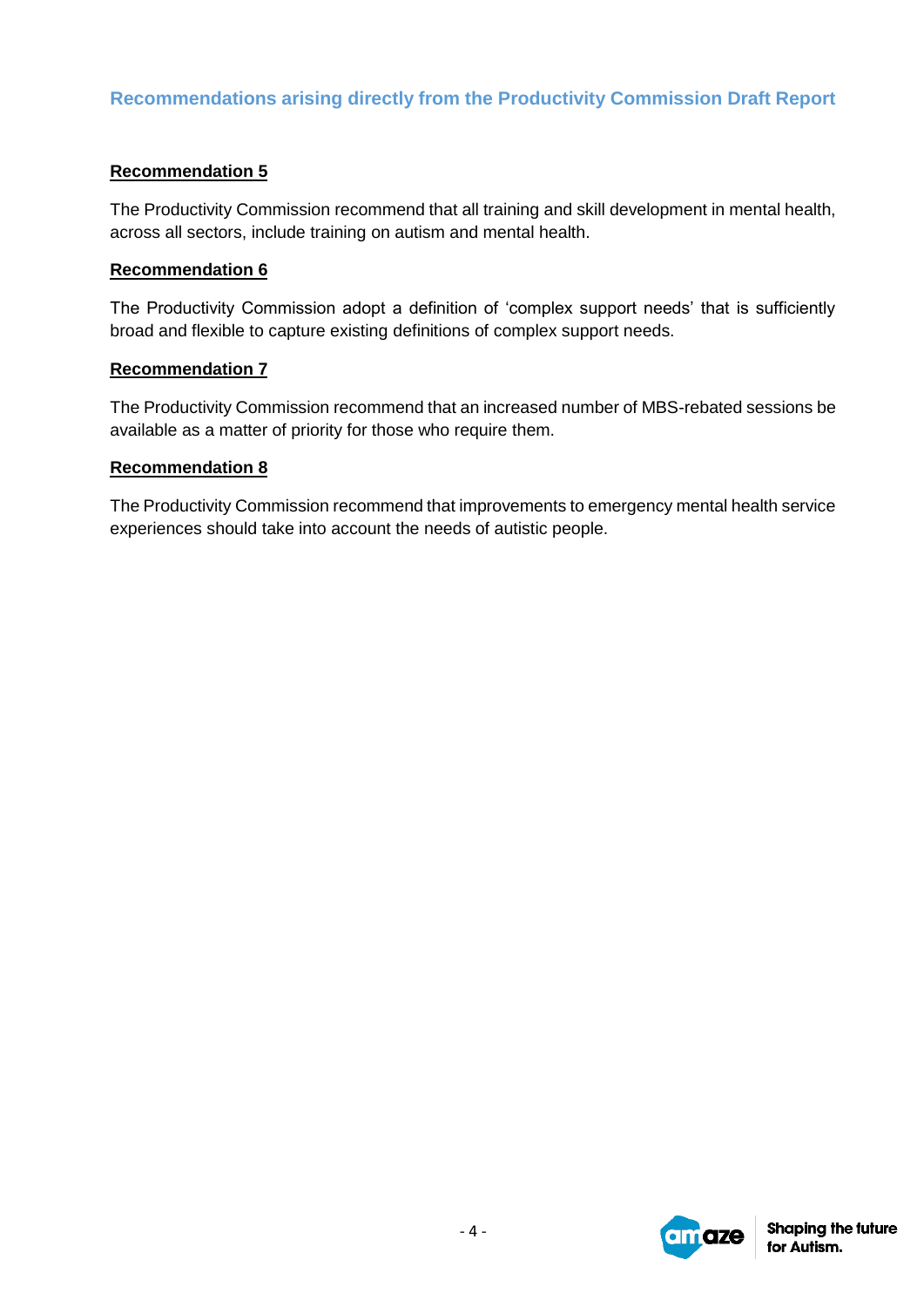## Recommendations arising directly from the Productivity Commission Draft Report

### Recommendation 5

The Productivity Commission recommend that all training and skill development in mental health, across all sectors, include training on autism and mental health.

### Recommendation 6

The Productivity Commission adopt a definition of 'complex support needs' that is sufficiently broad and flexible to capture existing definitions of complex support needs.

### Recommendation 7

The Productivity Commission recommend that an increased number of MBS-rebated sessions be available as a matter of priority for those who require them.

### Recommendation 8

The Productivity Commission recommend that improvements to emergency mental health service experiences should take into account the needs of autistic people.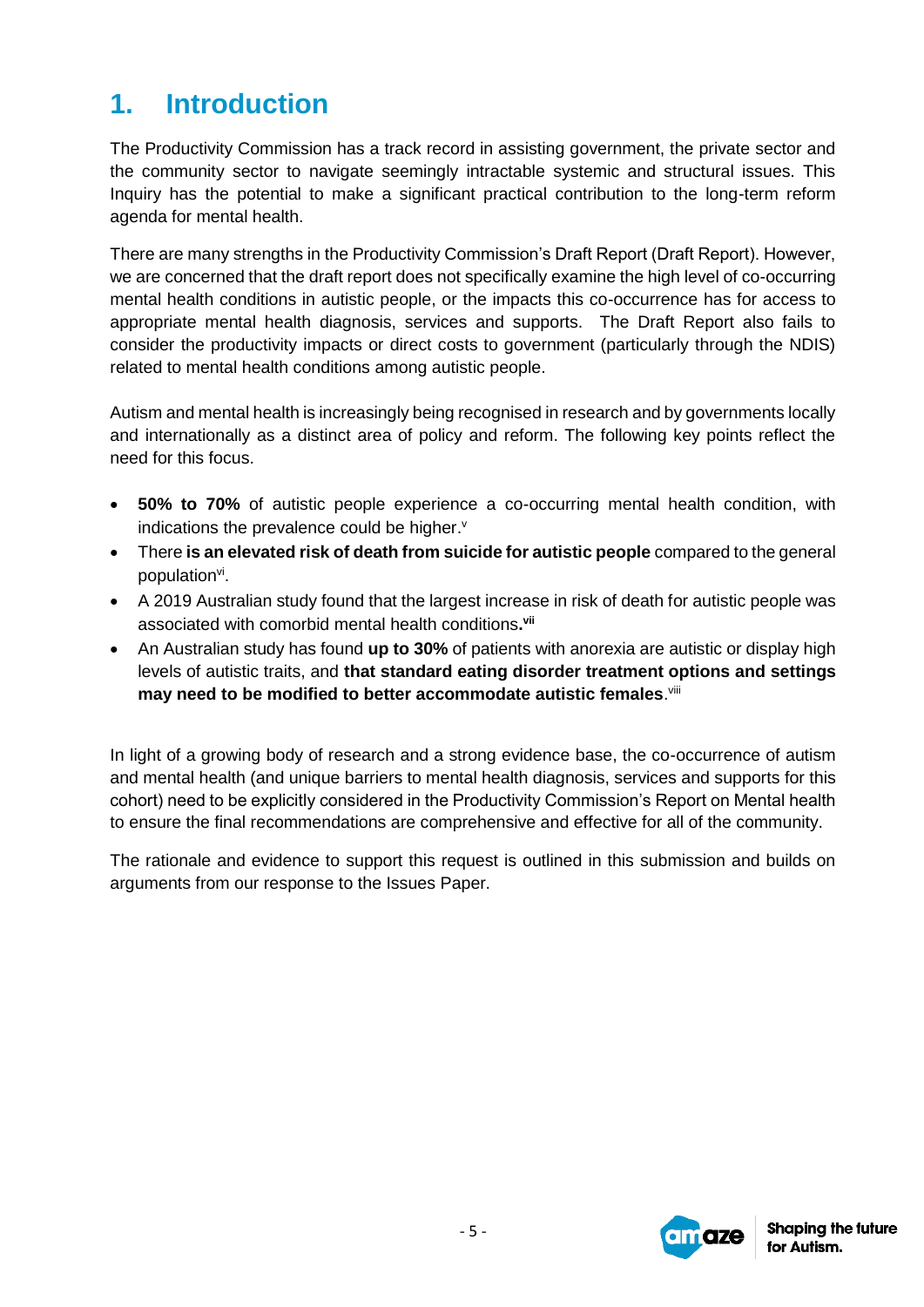# 1. Introduction

The Productivity Commission has a track record in assisting government, the private sector and the community sector to navigate seemingly intractable systemic and structural issues. This Inquiry has the potential to make a significant practical contribution to the long-term reform agenda for mental health.

There are many strengths in the Productivity Commission's Draft Report (Draft Report). However, we are concerned that the draft report does not specifically examine the high level of co-occurring mental health conditions in autistic people, or the impacts this co-occurrence has for access to appropriate mental health diagnosis, services and supports. The Draft Report also fails to consider the productivity impacts or direct costs to government (particularly through the NDIS) related to mental health conditions among autistic people.

Autism and mental health is increasingly being recognised in research and by governments locally and internationally as a distinct area of policy and reform. The following key points reflect the need for this focus.

- **50% to 70%** of autistic people experience a co-occurring mental health condition, with indications the prevalence could be higher.[v]
- There **is an elevated risk of death from suicide for autistic people** compared to the general population[vi].
- A 2019 Australian study found that the largest increase in risk of death for autistic people was associated with comorbid mental health conditions**.**[vii]
- An Australian study has found **up to 30%** of patients with anorexia are autistic or display high levels of autistic traits, and **that standard eating disorder treatment options and settings may need to be modified to better accommodate autistic females**.[viii]

In light of a growing body of research and a strong evidence base, the co-occurrence of autism and mental health (and unique barriers to mental health diagnosis, services and supports for this cohort) need to be explicitly considered in the Productivity Commission's Report on Mental health to ensure the final recommendations are comprehensive and effective for all of the community.

The rationale and evidence to support this request is outlined in this submission and builds on arguments from our response to the Issues Paper.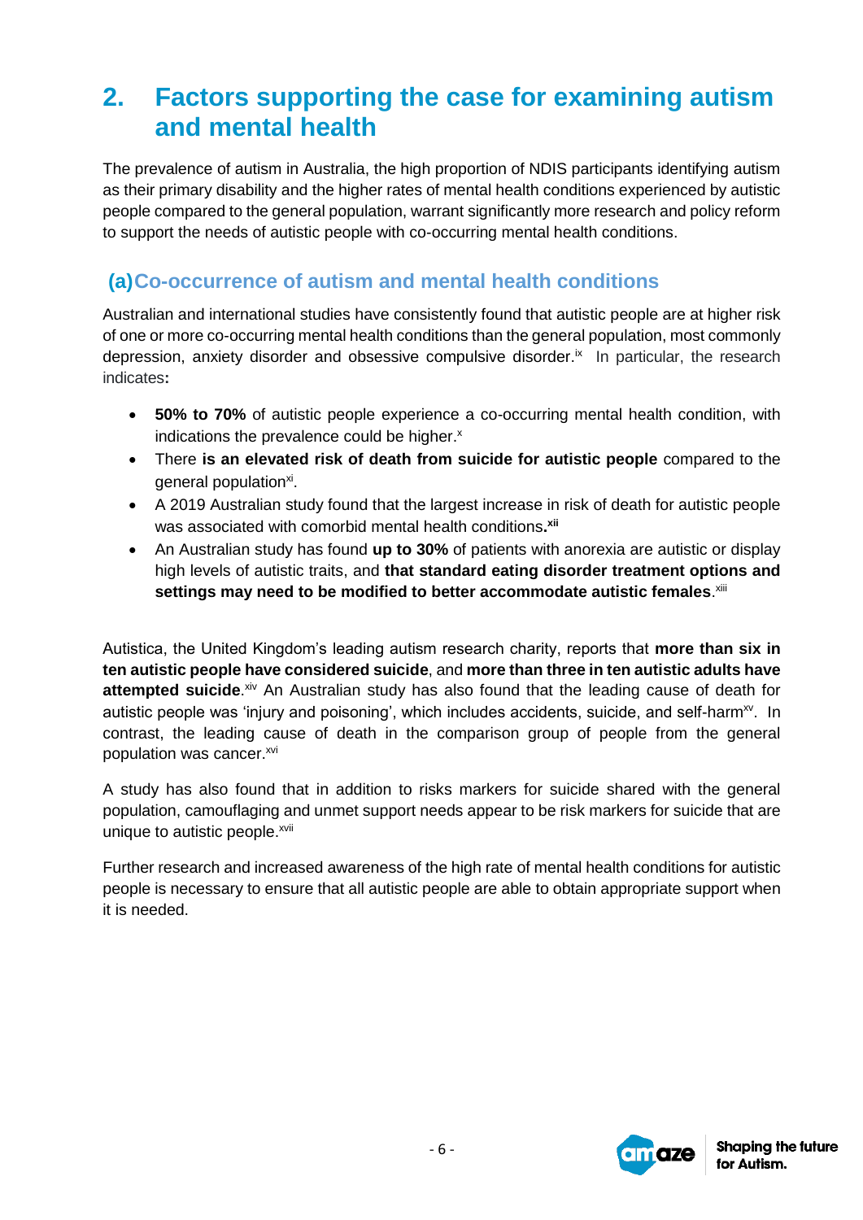# 2. Factors supporting the case for examining autism and mental health

The prevalence of autism in Australia, the high proportion of NDIS participants identifying autism as their primary disability and the higher rates of mental health conditions experienced by autistic people compared to the general population, warrant significantly more research and policy reform to support the needs of autistic people with co-occurring mental health conditions.

## (a) Co-occurrence of autism and mental health conditions

Australian and international studies have consistently found that autistic people are at higher risk of one or more co-occurring mental health conditions than the general population, most commonly depression, anxiety disorder and obsessive compulsive disorder.[ix] In particular, the research indicates**:**

- **50% to 70%** of autistic people experience a co-occurring mental health condition, with indications the prevalence could be higher.[x]
- There **is an elevated risk of death from suicide for autistic people** compared to the general population[xi].
- A 2019 Australian study found that the largest increase in risk of death for autistic people was associated with comorbid mental health conditions**.**[xii]
- An Australian study has found **up to 30%** of patients with anorexia are autistic or display high levels of autistic traits, and **that standard eating disorder treatment options and settings may need to be modified to better accommodate autistic females**.[xiii]

Autistica, the United Kingdom's leading autism research charity, reports that **more than six in ten autistic people have considered suicide**, and **more than three in ten autistic adults have attempted suicide**.[xiv] An Australian study has also found that the leading cause of death for autistic people was 'injury and poisoning', which includes accidents, suicide, and self-harm[xv]. In contrast, the leading cause of death in the comparison group of people from the general population was cancer.[xvi]

A study has also found that in addition to risks markers for suicide shared with the general population, camouflaging and unmet support needs appear to be risk markers for suicide that are unique to autistic people.[xvii]

Further research and increased awareness of the high rate of mental health conditions for autistic people is necessary to ensure that all autistic people are able to obtain appropriate support when it is needed.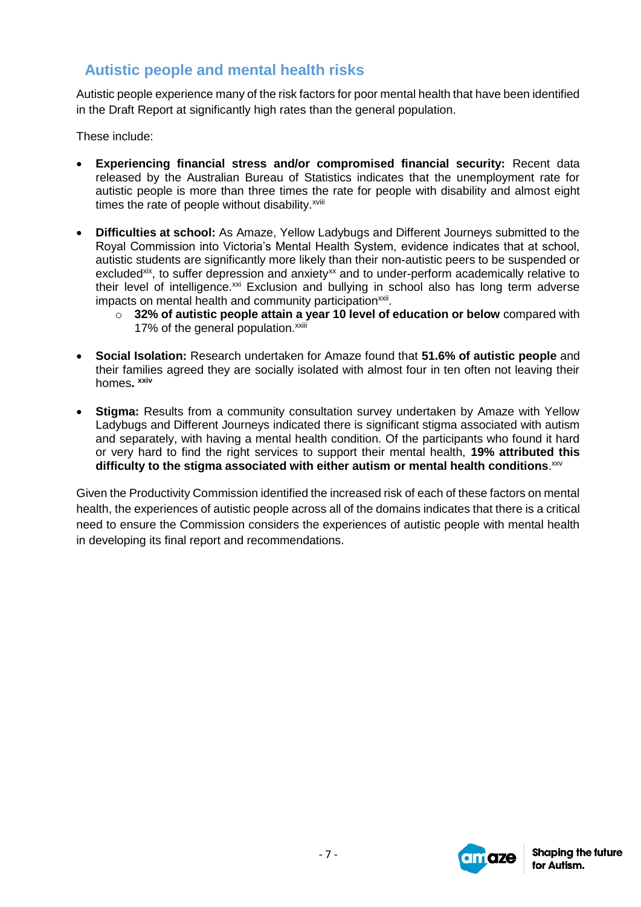## Autistic people and mental health risks

Autistic people experience many of the risk factors for poor mental health that have been identified in the Draft Report at significantly high rates than the general population.

These include:

- **Experiencing financial stress and/or compromised financial security:** Recent data released by the Australian Bureau of Statistics indicates that the unemployment rate for autistic people is more than three times the rate for people with disability and almost eight times the rate of people without disability.[xviii]

- **Difficulties at school:** As Amaze, Yellow Ladybugs and Different Journeys submitted to the Royal Commission into Victoria's Mental Health System, evidence indicates that at school, autistic students are significantly more likely than their non-autistic peers to be suspended or excluded[xix], to suffer depression and anxiety[xx] and to under-perform academically relative to their level of intelligence.[xxi] Exclusion and bullying in school also has long term adverse impacts on mental health and community participation[xxii].
    - **32% of autistic people attain a year 10 level of education or below** compared with 17% of the general population.[xxiii]

- **Social Isolation:** Research undertaken for Amaze found that **51.6% of autistic people** and their families agreed they are socially isolated with almost four in ten often not leaving their homes**.** [xxiv]

- **Stigma:** Results from a community consultation survey undertaken by Amaze with Yellow Ladybugs and Different Journeys indicated there is significant stigma associated with autism and separately, with having a mental health condition. Of the participants who found it hard or very hard to find the right services to support their mental health, **19% attributed this difficulty to the stigma associated with either autism or mental health conditions**.[xxv]

Given the Productivity Commission identified the increased risk of each of these factors on mental health, the experiences of autistic people across all of the domains indicates that there is a critical need to ensure the Commission considers the experiences of autistic people with mental health in developing its final report and recommendations.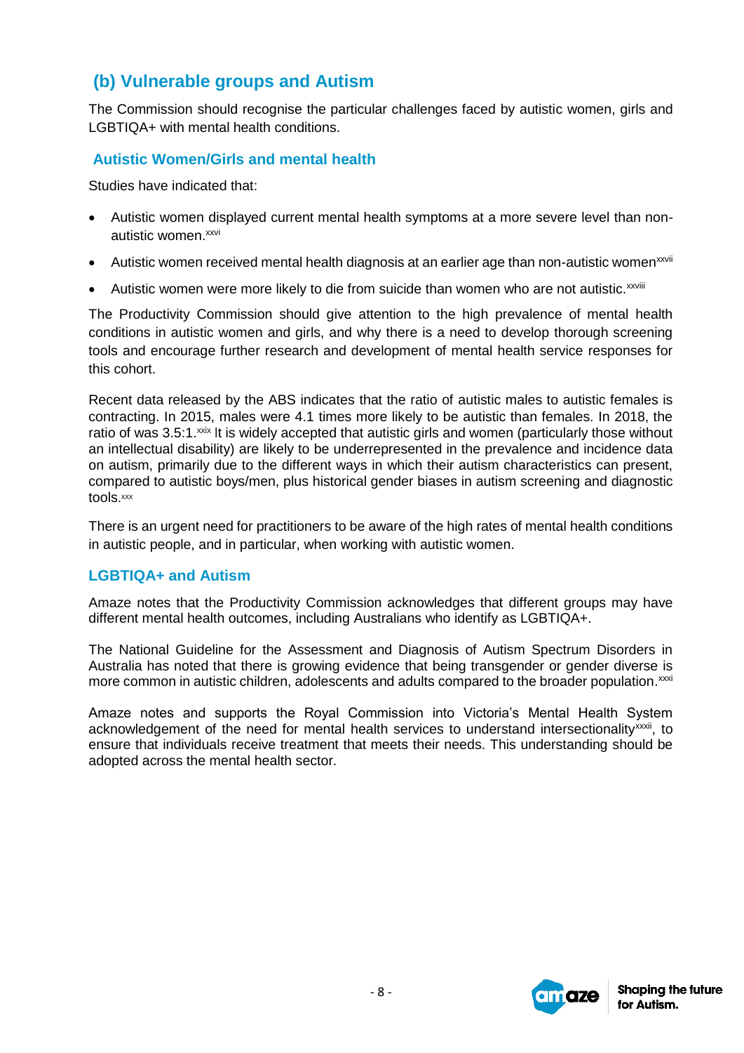## (b) Vulnerable groups and Autism

The Commission should recognise the particular challenges faced by autistic women, girls and LGBTIQA+ with mental health conditions.

### Autistic Women/Girls and mental health

Studies have indicated that:

- Autistic women displayed current mental health symptoms at a more severe level than non-autistic women.[xxvi]
- Autistic women received mental health diagnosis at an earlier age than non-autistic women[xxvii]
- Autistic women were more likely to die from suicide than women who are not autistic.[xxviii]

The Productivity Commission should give attention to the high prevalence of mental health conditions in autistic women and girls, and why there is a need to develop thorough screening tools and encourage further research and development of mental health service responses for this cohort.

Recent data released by the ABS indicates that the ratio of autistic males to autistic females is contracting. In 2015, males were 4.1 times more likely to be autistic than females. In 2018, the ratio of was 3.5:1.[xxix] It is widely accepted that autistic girls and women (particularly those without an intellectual disability) are likely to be underrepresented in the prevalence and incidence data on autism, primarily due to the different ways in which their autism characteristics can present, compared to autistic boys/men, plus historical gender biases in autism screening and diagnostic tools.[xxx]

There is an urgent need for practitioners to be aware of the high rates of mental health conditions in autistic people, and in particular, when working with autistic women.

### LGBTIQA+ and Autism

Amaze notes that the Productivity Commission acknowledges that different groups may have different mental health outcomes, including Australians who identify as LGBTIQA+.

The National Guideline for the Assessment and Diagnosis of Autism Spectrum Disorders in Australia has noted that there is growing evidence that being transgender or gender diverse is more common in autistic children, adolescents and adults compared to the broader population.[xxxi]

Amaze notes and supports the Royal Commission into Victoria's Mental Health System acknowledgement of the need for mental health services to understand intersectionality[xxxii], to ensure that individuals receive treatment that meets their needs. This understanding should be adopted across the mental health sector.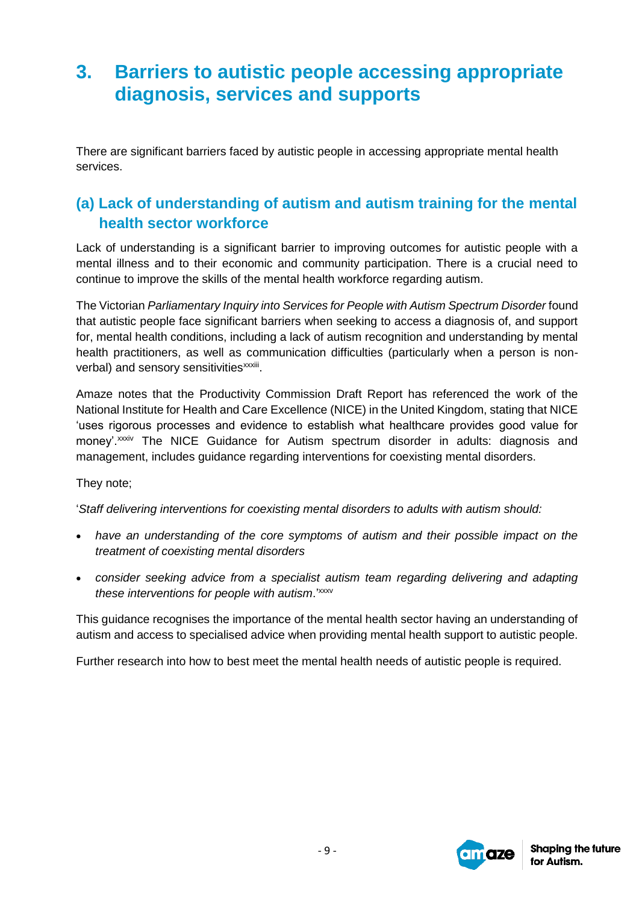# 3. Barriers to autistic people accessing appropriate diagnosis, services and supports

There are significant barriers faced by autistic people in accessing appropriate mental health services.

## (a) Lack of understanding of autism and autism training for the mental health sector workforce

Lack of understanding is a significant barrier to improving outcomes for autistic people with a mental illness and to their economic and community participation. There is a crucial need to continue to improve the skills of the mental health workforce regarding autism.

The Victorian *Parliamentary Inquiry into Services for People with Autism Spectrum Disorder* found that autistic people face significant barriers when seeking to access a diagnosis of, and support for, mental health conditions, including a lack of autism recognition and understanding by mental health practitioners, as well as communication difficulties (particularly when a person is non-verbal) and sensory sensitivities[xxxiii].

Amaze notes that the Productivity Commission Draft Report has referenced the work of the National Institute for Health and Care Excellence (NICE) in the United Kingdom, stating that NICE 'uses rigorous processes and evidence to establish what healthcare provides good value for money'.[xxxiv] The NICE Guidance for Autism spectrum disorder in adults: diagnosis and management, includes guidance regarding interventions for coexisting mental disorders.

They note;

'*Staff delivering interventions for coexisting mental disorders to adults with autism should:*

- *have an understanding of the core symptoms of autism and their possible impact on the treatment of coexisting mental disorders*
- *consider seeking advice from a specialist autism team regarding delivering and adapting these interventions for people with autism*.'[xxxv]

This guidance recognises the importance of the mental health sector having an understanding of autism and access to specialised advice when providing mental health support to autistic people.

Further research into how to best meet the mental health needs of autistic people is required.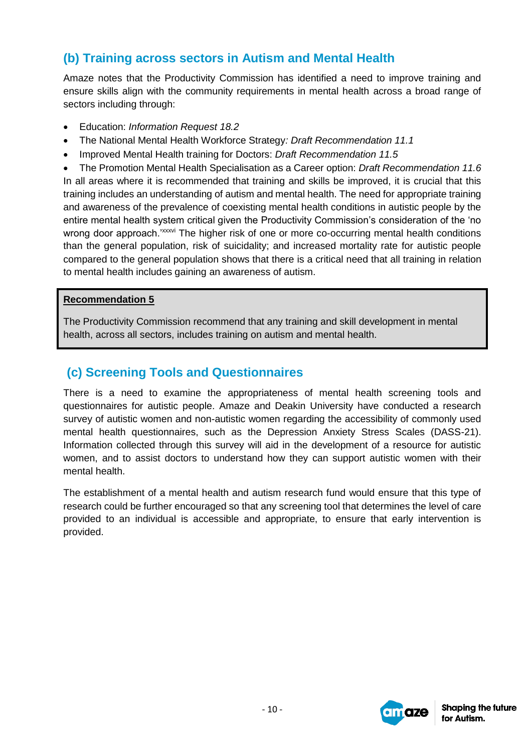## (b) Training across sectors in Autism and Mental Health

Amaze notes that the Productivity Commission has identified a need to improve training and ensure skills align with the community requirements in mental health across a broad range of sectors including through:

- Education: *Information Request 18.2*
- The National Mental Health Workforce Strategy*: Draft Recommendation 11.1*
- Improved Mental Health training for Doctors: *Draft Recommendation 11.5*
- The Promotion Mental Health Specialisation as a Career option: *Draft Recommendation 11.6*

In all areas where it is recommended that training and skills be improved, it is crucial that this training includes an understanding of autism and mental health. The need for appropriate training and awareness of the prevalence of coexisting mental health conditions in autistic people by the entire mental health system critical given the Productivity Commission's consideration of the 'no wrong door approach.'[xxxvi] The higher risk of one or more co-occurring mental health conditions than the general population, risk of suicidality; and increased mortality rate for autistic people compared to the general population shows that there is a critical need that all training in relation to mental health includes gaining an awareness of autism.

> **Recommendation 5**
>
> The Productivity Commission recommend that any training and skill development in mental health, across all sectors, includes training on autism and mental health.

## (c) Screening Tools and Questionnaires

There is a need to examine the appropriateness of mental health screening tools and questionnaires for autistic people. Amaze and Deakin University have conducted a research survey of autistic women and non-autistic women regarding the accessibility of commonly used mental health questionnaires, such as the Depression Anxiety Stress Scales (DASS-21). Information collected through this survey will aid in the development of a resource for autistic women, and to assist doctors to understand how they can support autistic women with their mental health.

The establishment of a mental health and autism research fund would ensure that this type of research could be further encouraged so that any screening tool that determines the level of care provided to an individual is accessible and appropriate, to ensure that early intervention is provided.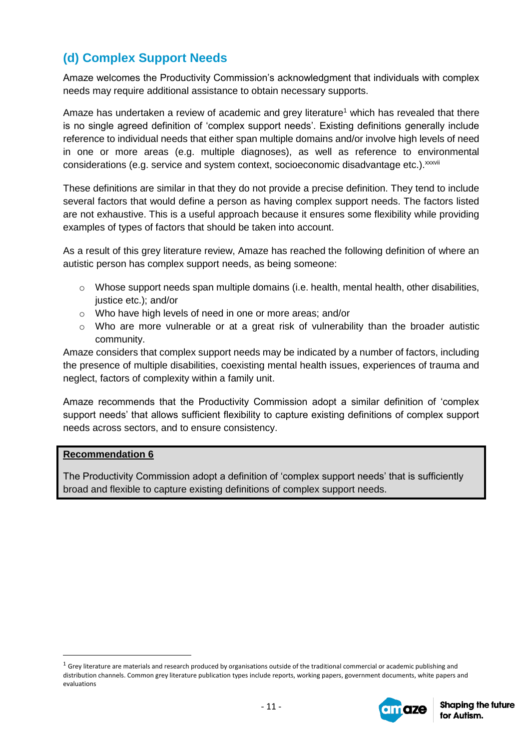## (d) Complex Support Needs

Amaze welcomes the Productivity Commission's acknowledgment that individuals with complex needs may require additional assistance to obtain necessary supports.

Amaze has undertaken a review of academic and grey literature[1] which has revealed that there is no single agreed definition of 'complex support needs'. Existing definitions generally include reference to individual needs that either span multiple domains and/or involve high levels of need in one or more areas (e.g. multiple diagnoses), as well as reference to environmental considerations (e.g. service and system context, socioeconomic disadvantage etc.).[xxxvii]

These definitions are similar in that they do not provide a precise definition. They tend to include several factors that would define a person as having complex support needs. The factors listed are not exhaustive. This is a useful approach because it ensures some flexibility while providing examples of types of factors that should be taken into account.

As a result of this grey literature review, Amaze has reached the following definition of where an autistic person has complex support needs, as being someone:

- Whose support needs span multiple domains (i.e. health, mental health, other disabilities, justice etc.); and/or
- Who have high levels of need in one or more areas; and/or
- Who are more vulnerable or at a great risk of vulnerability than the broader autistic community.

Amaze considers that complex support needs may be indicated by a number of factors, including the presence of multiple disabilities, coexisting mental health issues, experiences of trauma and neglect, factors of complexity within a family unit.

Amaze recommends that the Productivity Commission adopt a similar definition of 'complex support needs' that allows sufficient flexibility to capture existing definitions of complex support needs across sectors, and to ensure consistency.

> **Recommendation 6**
>
> The Productivity Commission adopt a definition of 'complex support needs' that is sufficiently broad and flexible to capture existing definitions of complex support needs.

[1] Grey literature are materials and research produced by organisations outside of the traditional commercial or academic publishing and distribution channels. Common grey literature publication types include reports, working papers, government documents, white papers and evaluations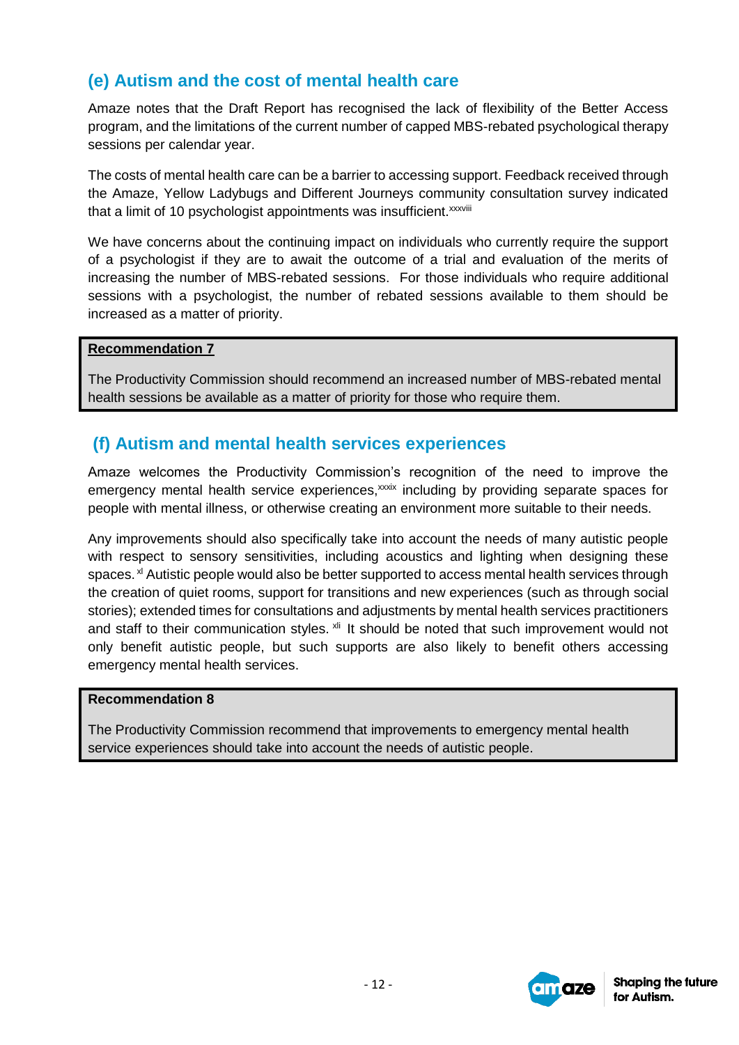## (e) Autism and the cost of mental health care

Amaze notes that the Draft Report has recognised the lack of flexibility of the Better Access program, and the limitations of the current number of capped MBS-rebated psychological therapy sessions per calendar year.

The costs of mental health care can be a barrier to accessing support. Feedback received through the Amaze, Yellow Ladybugs and Different Journeys community consultation survey indicated that a limit of 10 psychologist appointments was insufficient.[xxxviii]

We have concerns about the continuing impact on individuals who currently require the support of a psychologist if they are to await the outcome of a trial and evaluation of the merits of increasing the number of MBS-rebated sessions. For those individuals who require additional sessions with a psychologist, the number of rebated sessions available to them should be increased as a matter of priority.

> **Recommendation 7**
>
> The Productivity Commission should recommend an increased number of MBS-rebated mental health sessions be available as a matter of priority for those who require them.

## (f) Autism and mental health services experiences

Amaze welcomes the Productivity Commission's recognition of the need to improve the emergency mental health service experiences,[xxxix] including by providing separate spaces for people with mental illness, or otherwise creating an environment more suitable to their needs.

Any improvements should also specifically take into account the needs of many autistic people with respect to sensory sensitivities, including acoustics and lighting when designing these spaces.[xl] Autistic people would also be better supported to access mental health services through the creation of quiet rooms, support for transitions and new experiences (such as through social stories); extended times for consultations and adjustments by mental health services practitioners and staff to their communication styles.[xli] It should be noted that such improvement would not only benefit autistic people, but such supports are also likely to benefit others accessing emergency mental health services.

> **Recommendation 8**
>
> The Productivity Commission recommend that improvements to emergency mental health service experiences should take into account the needs of autistic people.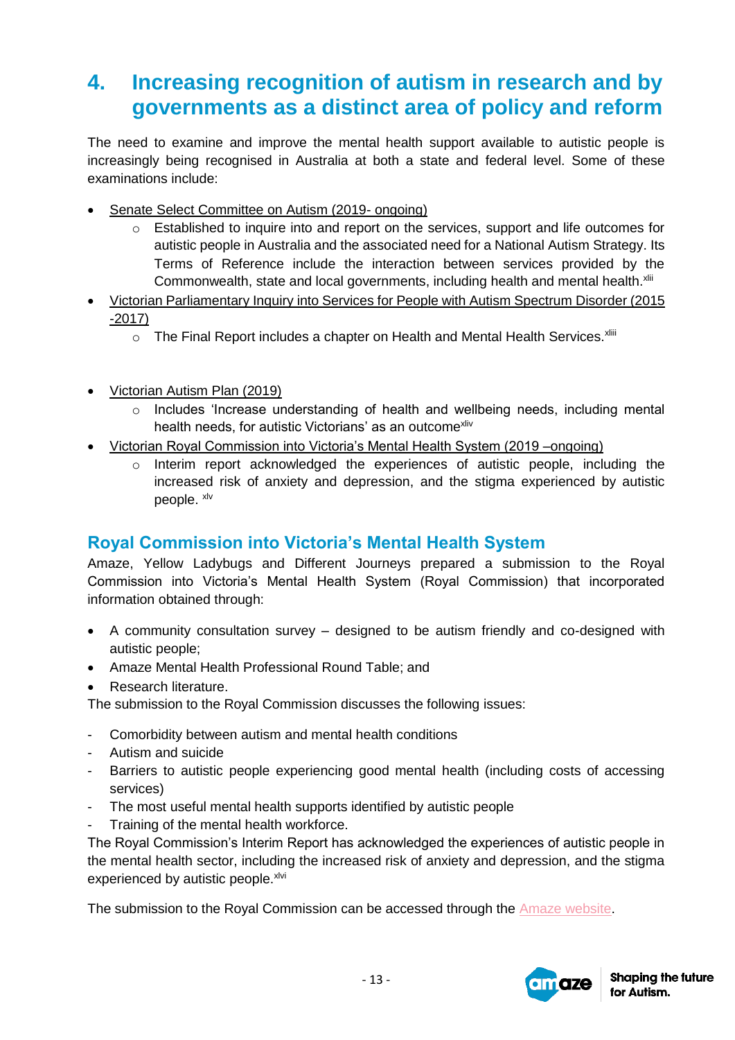# 4. Increasing recognition of autism in research and by governments as a distinct area of policy and reform

The need to examine and improve the mental health support available to autistic people is increasingly being recognised in Australia at both a state and federal level. Some of these examinations include:

- Senate Select Committee on Autism (2019- ongoing)
  - Established to inquire into and report on the services, support and life outcomes for autistic people in Australia and the associated need for a National Autism Strategy. Its Terms of Reference include the interaction between services provided by the Commonwealth, state and local governments, including health and mental health.[xlii]
- Victorian Parliamentary Inquiry into Services for People with Autism Spectrum Disorder (2015 -2017)
  - The Final Report includes a chapter on Health and Mental Health Services.[xliii]
- Victorian Autism Plan (2019)
  - Includes 'Increase understanding of health and wellbeing needs, including mental health needs, for autistic Victorians' as an outcome[xliv]
- Victorian Royal Commission into Victoria's Mental Health System (2019 –ongoing)
  - Interim report acknowledged the experiences of autistic people, including the increased risk of anxiety and depression, and the stigma experienced by autistic people. [xlv]

## Royal Commission into Victoria's Mental Health System

Amaze, Yellow Ladybugs and Different Journeys prepared a submission to the Royal Commission into Victoria's Mental Health System (Royal Commission) that incorporated information obtained through:

- A community consultation survey – designed to be autism friendly and co-designed with autistic people;
- Amaze Mental Health Professional Round Table; and
- Research literature.

The submission to the Royal Commission discusses the following issues:

- Comorbidity between autism and mental health conditions
- Autism and suicide
- Barriers to autistic people experiencing good mental health (including costs of accessing services)
- The most useful mental health supports identified by autistic people
- Training of the mental health workforce.

The Royal Commission's Interim Report has acknowledged the experiences of autistic people in the mental health sector, including the increased risk of anxiety and depression, and the stigma experienced by autistic people.[xlvi]

The submission to the Royal Commission can be accessed through the Amaze website.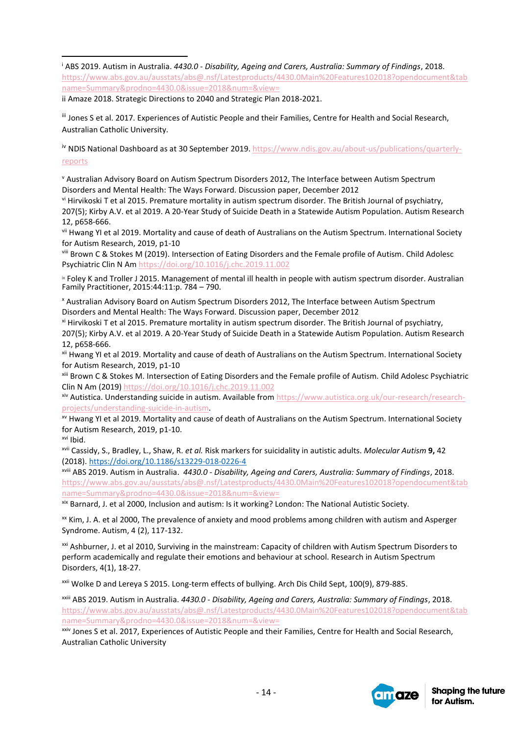[i] ABS 2019. Autism in Australia. *4430.0 - Disability, Ageing and Carers, Australia: Summary of Findings*, 2018. https://www.abs.gov.au/ausstats/abs@.nsf/Latestproducts/4430.0Main%20Features102018?opendocument&tabname=Summary&prodno=4430.0&issue=2018&num=&view=

ii Amaze 2018. Strategic Directions to 2040 and Strategic Plan 2018-2021.

[iii] Jones S et al. 2017. Experiences of Autistic People and their Families, Centre for Health and Social Research, Australian Catholic University.

[iv] NDIS National Dashboard as at 30 September 2019. https://www.ndis.gov.au/about-us/publications/quarterly-reports

[v] Australian Advisory Board on Autism Spectrum Disorders 2012, The Interface between Autism Spectrum Disorders and Mental Health: The Ways Forward. Discussion paper, December 2012

[vi] Hirvikoski T et al 2015. Premature mortality in autism spectrum disorder. The British Journal of psychiatry, 207(5); Kirby A.V. et al 2019. A 20-Year Study of Suicide Death in a Statewide Autism Population. Autism Research 12, p658-666.

[vii] Hwang YI et al 2019. Mortality and cause of death of Australians on the Autism Spectrum. International Society for Autism Research, 2019, p1-10

[viii] Brown C & Stokes M (2019). Intersection of Eating Disorders and the Female profile of Autism. Child Adolesc Psychiatric Clin N Am https://doi.org/10.1016/j.chc.2019.11.002

[ix] Foley K and Troller J 2015. Management of mental ill health in people with autism spectrum disorder. Australian Family Practitioner, 2015:44:11:p. 784 – 790.

[x] Australian Advisory Board on Autism Spectrum Disorders 2012, The Interface between Autism Spectrum Disorders and Mental Health: The Ways Forward. Discussion paper, December 2012

[xi] Hirvikoski T et al 2015. Premature mortality in autism spectrum disorder. The British Journal of psychiatry, 207(5); Kirby A.V. et al 2019. A 20-Year Study of Suicide Death in a Statewide Autism Population. Autism Research 12, p658-666.

[xii] Hwang YI et al 2019. Mortality and cause of death of Australians on the Autism Spectrum. International Society for Autism Research, 2019, p1-10

[xiii] Brown C & Stokes M. Intersection of Eating Disorders and the Female profile of Autism. Child Adolesc Psychiatric Clin N Am (2019) https://doi.org/10.1016/j.chc.2019.11.002

[xiv] Autistica. Understanding suicide in autism. Available from https://www.autistica.org.uk/our-research/research-projects/understanding-suicide-in-autism.

[xv] Hwang YI et al 2019. Mortality and cause of death of Australians on the Autism Spectrum. International Society for Autism Research, 2019, p1-10.

[xvi] Ibid.

[xvii] Cassidy, S., Bradley, L., Shaw, R. *et al.* Risk markers for suicidality in autistic adults. *Molecular Autism* **9,** 42 (2018). https://doi.org/10.1186/s13229-018-0226-4

[xviii] ABS 2019. Autism in Australia. *4430.0 - Disability, Ageing and Carers, Australia: Summary of Findings*, 2018. https://www.abs.gov.au/ausstats/abs@.nsf/Latestproducts/4430.0Main%20Features102018?opendocument&tabname=Summary&prodno=4430.0&issue=2018&num=&view=

[xix] Barnard, J. et al 2000, Inclusion and autism: Is it working? London: The National Autistic Society.

[xx] Kim, J. A. et al 2000, The prevalence of anxiety and mood problems among children with autism and Asperger Syndrome. Autism, 4 (2), 117-132.

[xxi] Ashburner, J. et al 2010, Surviving in the mainstream: Capacity of children with Autism Spectrum Disorders to perform academically and regulate their emotions and behaviour at school. Research in Autism Spectrum Disorders, 4(1), 18-27.

[xxii] Wolke D and Lereya S 2015. Long-term effects of bullying. Arch Dis Child Sept, 100(9), 879-885.

[xxiii] ABS 2019. Autism in Australia. *4430.0 - Disability, Ageing and Carers, Australia: Summary of Findings*, 2018. https://www.abs.gov.au/ausstats/abs@.nsf/Latestproducts/4430.0Main%20Features102018?opendocument&tabname=Summary&prodno=4430.0&issue=2018&num=&view=

[xxiv] Jones S et al. 2017, Experiences of Autistic People and their Families, Centre for Health and Social Research, Australian Catholic University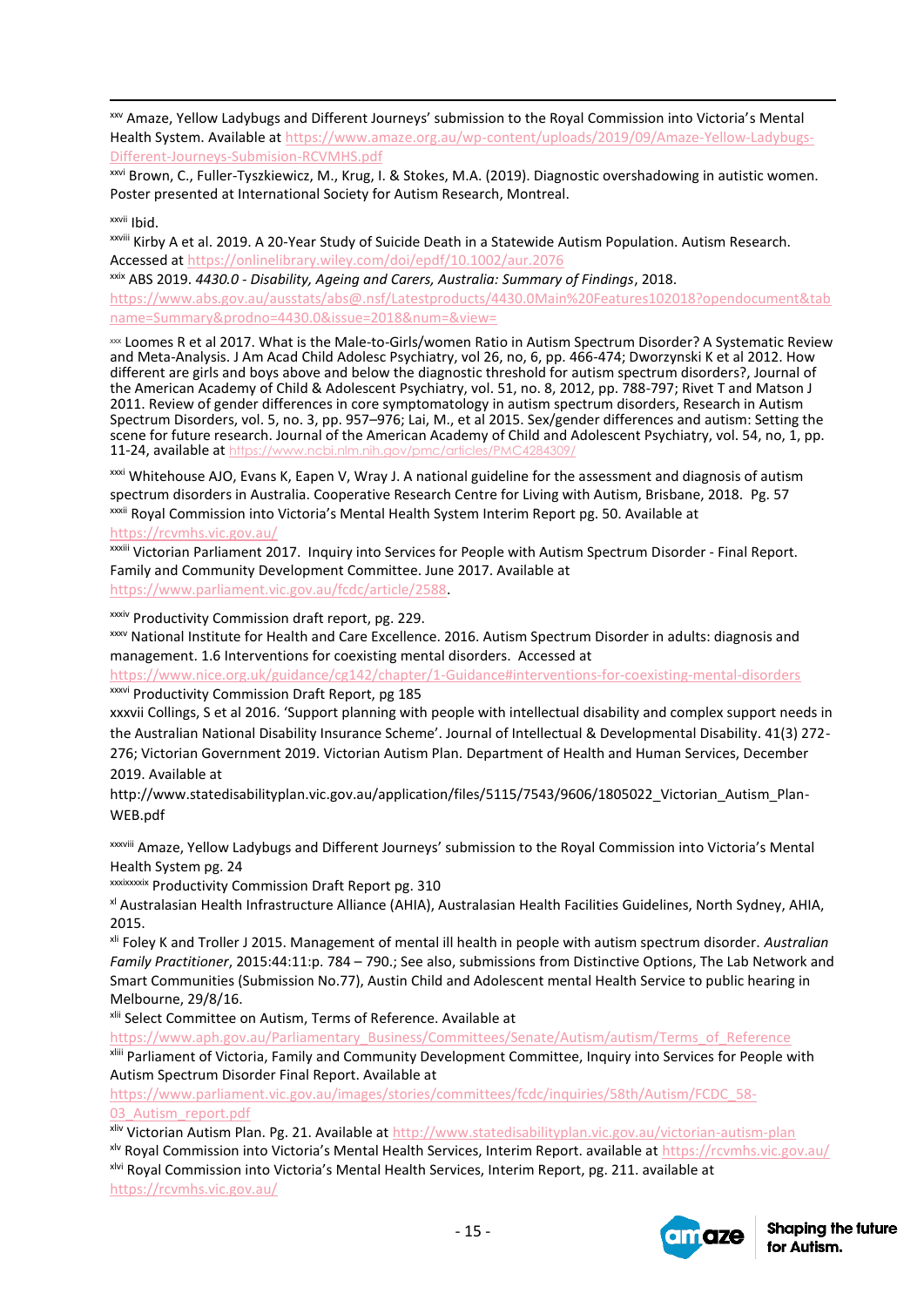[xxv] Amaze, Yellow Ladybugs and Different Journeys' submission to the Royal Commission into Victoria's Mental Health System. Available at https://www.amaze.org.au/wp-content/uploads/2019/09/Amaze-Yellow-Ladybugs-Different-Journeys-Submision-RCVMHS.pdf

[xxvi] Brown, C., Fuller-Tyszkiewicz, M., Krug, I. & Stokes, M.A. (2019). Diagnostic overshadowing in autistic women. Poster presented at International Society for Autism Research, Montreal.

[xxvii] Ibid.

[xxviii] Kirby A et al. 2019. A 20-Year Study of Suicide Death in a Statewide Autism Population. Autism Research. Accessed at https://onlinelibrary.wiley.com/doi/epdf/10.1002/aur.2076

[xxix] ABS 2019. *4430.0 - Disability, Ageing and Carers, Australia: Summary of Findings*, 2018. https://www.abs.gov.au/ausstats/abs@.nsf/Latestproducts/4430.0Main%20Features102018?opendocument&tabname=Summary&prodno=4430.0&issue=2018&num=&view=

[xxx] Loomes R et al 2017. What is the Male-to-Girls/women Ratio in Autism Spectrum Disorder? A Systematic Review and Meta-Analysis. J Am Acad Child Adolesc Psychiatry, vol 26, no, 6, pp. 466-474; Dworzynski K et al 2012. How different are girls and boys above and below the diagnostic threshold for autism spectrum disorders?, Journal of the American Academy of Child & Adolescent Psychiatry, vol. 51, no. 8, 2012, pp. 788-797; Rivet T and Matson J 2011. Review of gender differences in core symptomatology in autism spectrum disorders, Research in Autism Spectrum Disorders, vol. 5, no. 3, pp. 957–976; Lai, M., et al 2015. Sex/gender differences and autism: Setting the scene for future research. Journal of the American Academy of Child and Adolescent Psychiatry, vol. 54, no, 1, pp. 11-24, available at https://www.ncbi.nlm.nih.gov/pmc/articles/PMC4284309/

[xxxi] Whitehouse AJO, Evans K, Eapen V, Wray J. A national guideline for the assessment and diagnosis of autism spectrum disorders in Australia. Cooperative Research Centre for Living with Autism, Brisbane, 2018. Pg. 57

[xxxii] Royal Commission into Victoria's Mental Health System Interim Report pg. 50. Available at https://rcvmhs.vic.gov.au/

[xxxiii] Victorian Parliament 2017. Inquiry into Services for People with Autism Spectrum Disorder - Final Report. Family and Community Development Committee. June 2017. Available at https://www.parliament.vic.gov.au/fcdc/article/2588.

[xxxiv] Productivity Commission draft report, pg. 229.

[xxxv] National Institute for Health and Care Excellence. 2016. Autism Spectrum Disorder in adults: diagnosis and management. 1.6 Interventions for coexisting mental disorders. Accessed at https://www.nice.org.uk/guidance/cg142/chapter/1-Guidance#interventions-for-coexisting-mental-disorders

[xxxvi] Productivity Commission Draft Report, pg 185

xxxvii Collings, S et al 2016. 'Support planning with people with intellectual disability and complex support needs in the Australian National Disability Insurance Scheme'. Journal of Intellectual & Developmental Disability. 41(3) 272-276; Victorian Government 2019. Victorian Autism Plan. Department of Health and Human Services, December 2019. Available at

http://www.statedisabilityplan.vic.gov.au/application/files/5115/7543/9606/1805022_Victorian_Autism_Plan-WEB.pdf

[xxxviii] Amaze, Yellow Ladybugs and Different Journeys' submission to the Royal Commission into Victoria's Mental Health System pg. 24

[xxxixxxxix] Productivity Commission Draft Report pg. 310

[xl] Australasian Health Infrastructure Alliance (AHIA), Australasian Health Facilities Guidelines, North Sydney, AHIA, 2015.

[xli] Foley K and Troller J 2015. Management of mental ill health in people with autism spectrum disorder. *Australian Family Practitioner*, 2015:44:11:p. 784 – 790.; See also, submissions from Distinctive Options, The Lab Network and Smart Communities (Submission No.77), Austin Child and Adolescent mental Health Service to public hearing in Melbourne, 29/8/16.

[xlii] Select Committee on Autism, Terms of Reference. Available at https://www.aph.gov.au/Parliamentary_Business/Committees/Senate/Autism/autism/Terms_of_Reference

[xliii] Parliament of Victoria, Family and Community Development Committee, Inquiry into Services for People with Autism Spectrum Disorder Final Report. Available at https://www.parliament.vic.gov.au/images/stories/committees/fcdc/inquiries/58th/Autism/FCDC_58-03_Autism_report.pdf

[xliv] Victorian Autism Plan. Pg. 21. Available at http://www.statedisabilityplan.vic.gov.au/victorian-autism-plan

[xlv] Royal Commission into Victoria's Mental Health Services, Interim Report. available at https://rcvmhs.vic.gov.au/

[xlvi] Royal Commission into Victoria's Mental Health Services, Interim Report, pg. 211. available at https://rcvmhs.vic.gov.au/